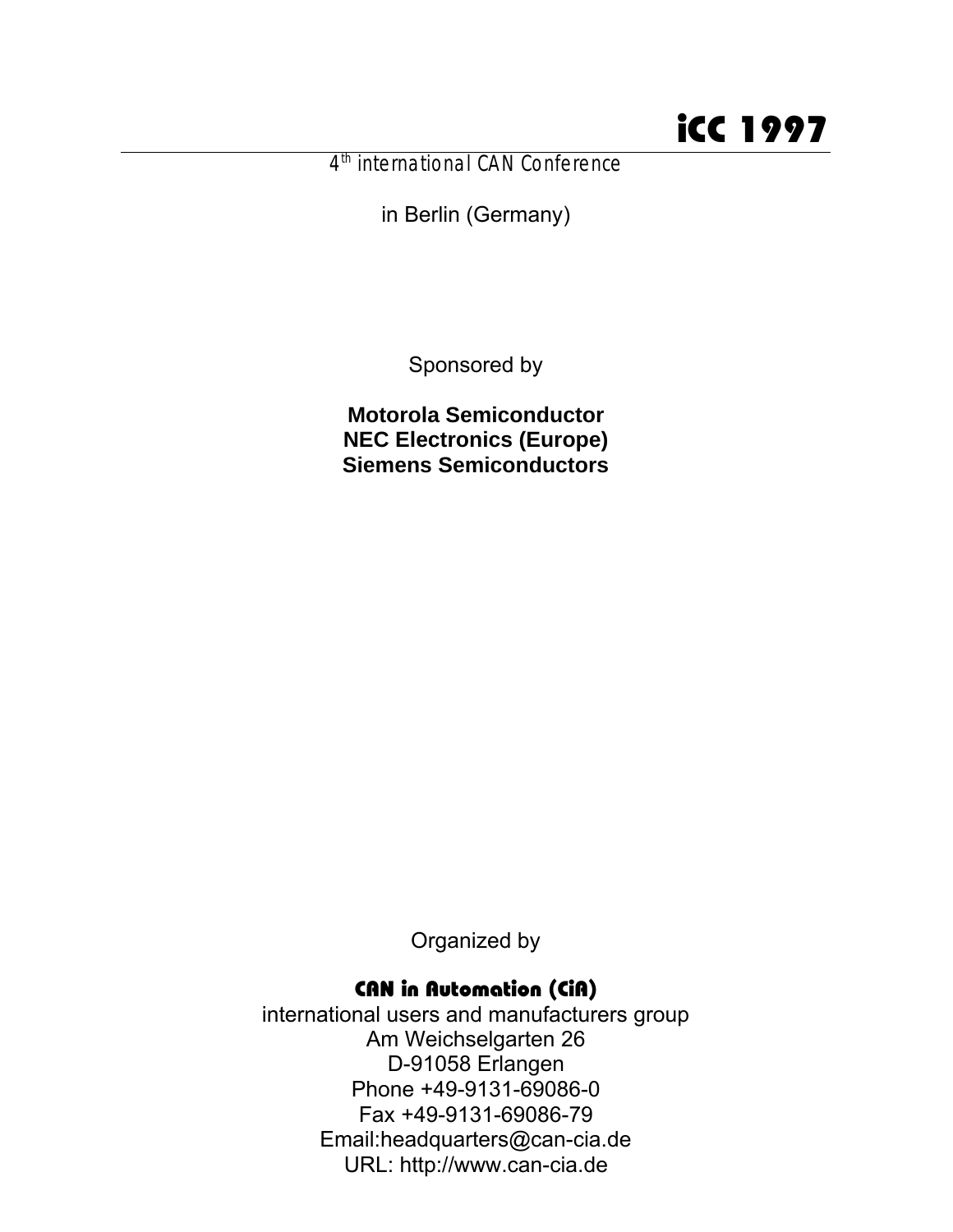# iCC 1997

*4th international CAN Conference*

in Berlin (Germany)

Sponsored by

**Motorola Semiconductor**
**NEC Electronics (Europe)**
**Siemens Semiconductors**

Organized by

**CAN in Automation (CiA)**

international users and manufacturers group
Am Weichselgarten 26
D-91058 Erlangen
Phone +49-9131-69086-0
Fax +49-9131-69086-79
Email:headquarters@can-cia.de
URL: http://www.can-cia.de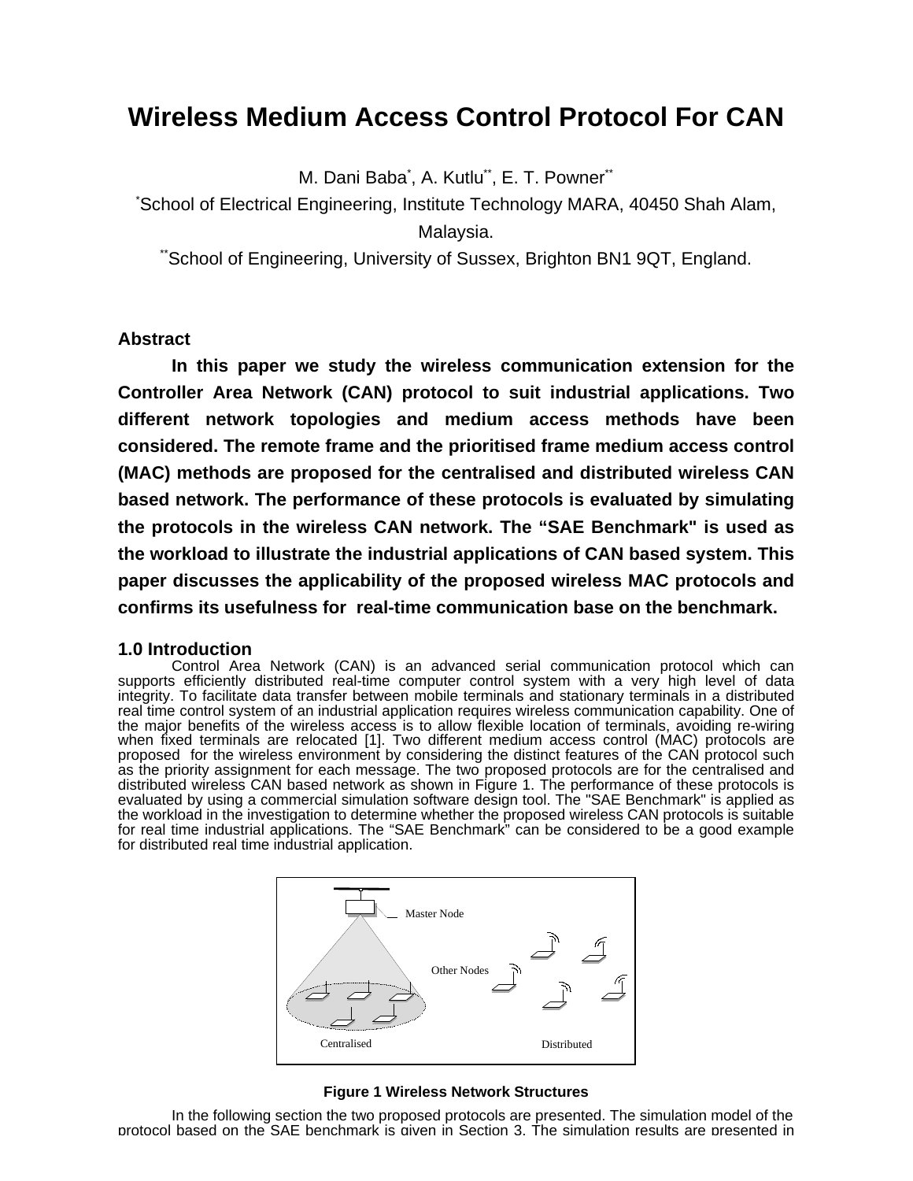# Wireless Medium Access Control Protocol For CAN

M. Dani Baba[*], A. Kutlu[**], E. T. Powner[**]

[*]School of Electrical Engineering, Institute Technology MARA, 40450 Shah Alam, Malaysia.

[**]School of Engineering, University of Sussex, Brighton BN1 9QT, England.

## Abstract

**In this paper we study the wireless communication extension for the Controller Area Network (CAN) protocol to suit industrial applications. Two different network topologies and medium access methods have been considered. The remote frame and the prioritised frame medium access control (MAC) methods are proposed for the centralised and distributed wireless CAN based network. The performance of these protocols is evaluated by simulating the protocols in the wireless CAN network. The "SAE Benchmark" is used as the workload to illustrate the industrial applications of CAN based system. This paper discusses the applicability of the proposed wireless MAC protocols and confirms its usefulness for real-time communication base on the benchmark.**

## 1.0 Introduction

Control Area Network (CAN) is an advanced serial communication protocol which can supports efficiently distributed real-time computer control system with a very high level of data integrity. To facilitate data transfer between mobile terminals and stationary terminals in a distributed real time control system of an industrial application requires wireless communication capability. One of the major benefits of the wireless access is to allow flexible location of terminals, avoiding re-wiring when fixed terminals are relocated [1]. Two different medium access control (MAC) protocols are proposed for the wireless environment by considering the distinct features of the CAN protocol such as the priority assignment for each message. The two proposed protocols are for the centralised and distributed wireless CAN based network as shown in Figure 1. The performance of these protocols is evaluated by using a commercial simulation software design tool. The "SAE Benchmark" is applied as the workload in the investigation to determine whether the proposed wireless CAN protocols is suitable for real time industrial applications. The "SAE Benchmark" can be considered to be a good example for distributed real time industrial application.

Master Node

Other Nodes

Centralised

Distributed

**Figure 1 Wireless Network Structures**

In the following section the two proposed protocols are presented. The simulation model of the protocol based on the SAE benchmark is given in Section 3. The simulation results are presented in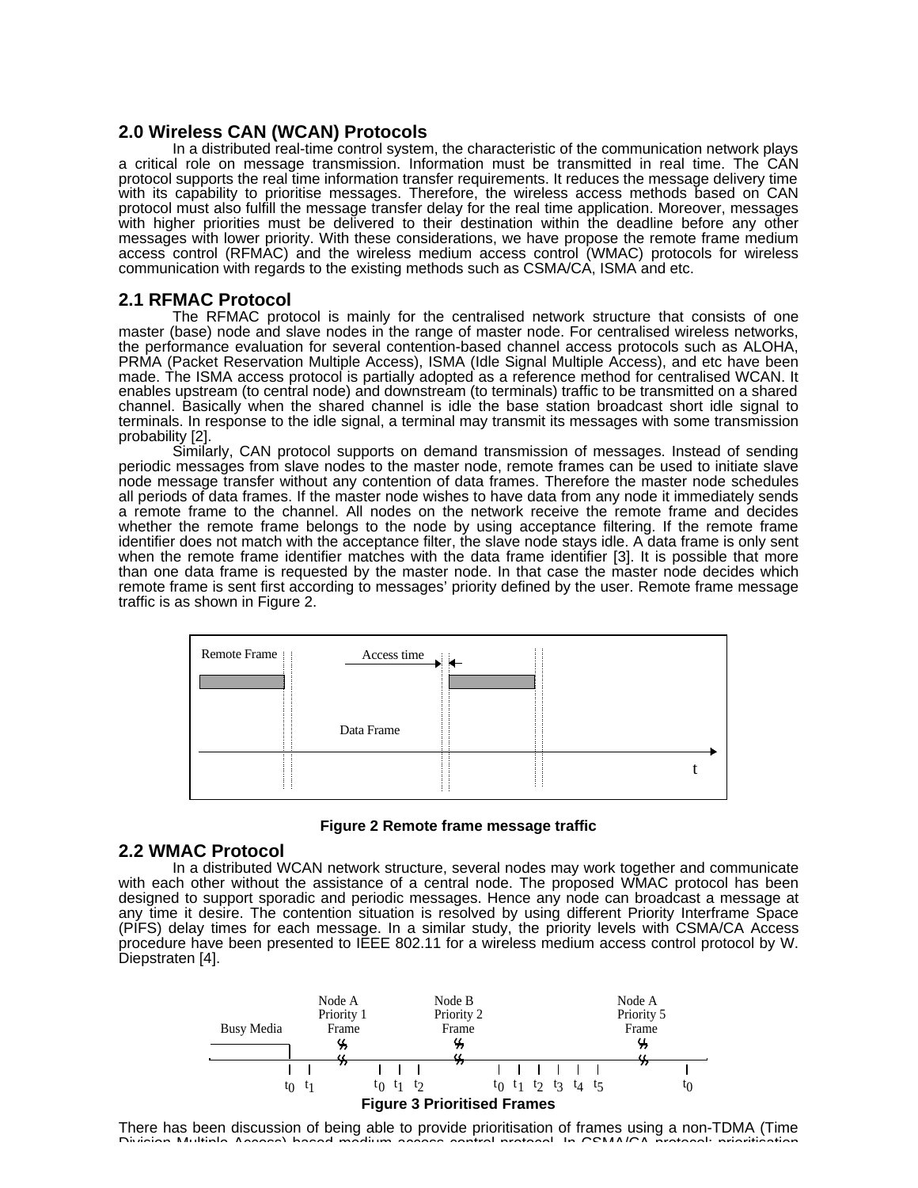## 2.0 Wireless CAN (WCAN) Protocols

In a distributed real-time control system, the characteristic of the communication network plays a critical role on message transmission. Information must be transmitted in real time. The CAN protocol supports the real time information transfer requirements. It reduces the message delivery time with its capability to prioritise messages. Therefore, the wireless access methods based on CAN protocol must also fulfill the message transfer delay for the real time application. Moreover, messages with higher priorities must be delivered to their destination within the deadline before any other messages with lower priority. With these considerations, we have propose the remote frame medium access control (RFMAC) and the wireless medium access control (WMAC) protocols for wireless communication with regards to the existing methods such as CSMA/CA, ISMA and etc.

## 2.1 RFMAC Protocol

The RFMAC protocol is mainly for the centralised network structure that consists of one master (base) node and slave nodes in the range of master node. For centralised wireless networks, the performance evaluation for several contention-based channel access protocols such as ALOHA, PRMA (Packet Reservation Multiple Access), ISMA (Idle Signal Multiple Access), and etc have been made. The ISMA access protocol is partially adopted as a reference method for centralised WCAN. It enables upstream (to central node) and downstream (to terminals) traffic to be transmitted on a shared channel. Basically when the shared channel is idle the base station broadcast short idle signal to terminals. In response to the idle signal, a terminal may transmit its messages with some transmission probability [2].

Similarly, CAN protocol supports on demand transmission of messages. Instead of sending periodic messages from slave nodes to the master node, remote frames can be used to initiate slave node message transfer without any contention of data frames. Therefore the master node schedules all periods of data frames. If the master node wishes to have data from any node it immediately sends a remote frame to the channel. All nodes on the network receive the remote frame and decides whether the remote frame belongs to the node by using acceptance filtering. If the remote frame identifier does not match with the acceptance filter, the slave node stays idle. A data frame is only sent when the remote frame identifier matches with the data frame identifier [3]. It is possible that more than one data frame is requested by the master node. In that case the master node decides which remote frame is sent first according to messages' priority defined by the user. Remote frame message traffic is as shown in Figure 2.

Remote Frame | Access time | Data Frame | t

**Figure 2 Remote frame message traffic**

## 2.2 WMAC Protocol

In a distributed WCAN network structure, several nodes may work together and communicate with each other without the assistance of a central node. The proposed WMAC protocol has been designed to support sporadic and periodic messages. Hence any node can broadcast a message at any time it desire. The contention situation is resolved by using different Priority Interframe Space (PIFS) delay times for each message. In a similar study, the priority levels with CSMA/CA Access procedure have been presented to IEEE 802.11 for a wireless medium access control protocol by W. Diepstraten [4].

Busy Media | Node A Priority 1 Frame | Node B Priority 2 Frame | Node A Priority 5 Frame | $t_0$ $t_1$ | $t_0$ $t_1$ $t_2$ | $t_0$ $t_1$ $t_2$ $t_3$ $t_4$ $t_5$ | $t_0$

**Figure 3 Prioritised Frames**

There has been discussion of being able to provide prioritisation of frames using a non-TDMA (Time Division Multiple Access) based medium access control protocol. In CSMA/CA protocol; prioritisation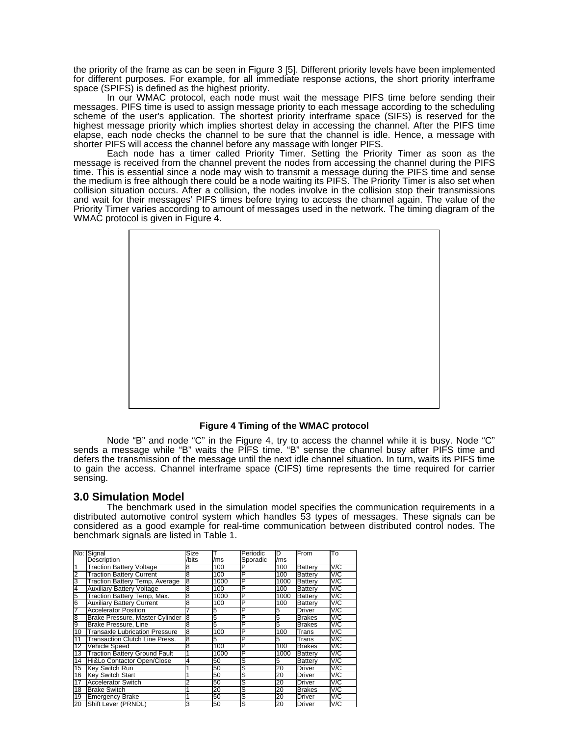the priority of the frame as can be seen in Figure 3 [5]. Different priority levels have been implemented for different purposes. For example, for all immediate response actions, the short priority interframe space (SPIFS) is defined as the highest priority.

In our WMAC protocol, each node must wait the message PIFS time before sending their messages. PIFS time is used to assign message priority to each message according to the scheduling scheme of the user's application. The shortest priority interframe space (SIFS) is reserved for the highest message priority which implies shortest delay in accessing the channel. After the PIFS time elapse, each node checks the channel to be sure that the channel is idle. Hence, a message with shorter PIFS will access the channel before any massage with longer PIFS.

Each node has a timer called Priority Timer. Setting the Priority Timer as soon as the message is received from the channel prevent the nodes from accessing the channel during the PIFS time. This is essential since a node may wish to transmit a message during the PIFS time and sense the medium is free although there could be a node waiting its PIFS. The Priority Timer is also set when collision situation occurs. After a collision, the nodes involve in the collision stop their transmissions and wait for their messages' PIFS times before trying to access the channel again. The value of the Priority Timer varies according to amount of messages used in the network. The timing diagram of the WMAC protocol is given in Figure 4.

**Figure 4 Timing of the WMAC protocol**

Node "B" and node "C" in the Figure 4, try to access the channel while it is busy. Node "C" sends a message while "B" waits the PIFS time. "B" sense the channel busy after PIFS time and defers the transmission of the message until the next idle channel situation. In turn, waits its PIFS time to gain the access. Channel interframe space (CIFS) time represents the time required for carrier sensing.

## 3.0 Simulation Model

The benchmark used in the simulation model specifies the communication requirements in a distributed automotive control system which handles 53 types of messages. These signals can be considered as a good example for real-time communication between distributed control nodes. The benchmark signals are listed in Table 1.

| No: | Signal Description | Size /bits | T /ms | Periodic Sporadic | D /ms | From | To |
|---|---|---|---|---|---|---|---|
| 1 | Traction Battery Voltage | 8 | 100 | P | 100 | Battery | V/C |
| 2 | Traction Battery Current | 8 | 100 | P | 100 | Battery | V/C |
| 3 | Traction Battery Temp, Average | 8 | 1000 | P | 1000 | Battery | V/C |
| 4 | Auxiliary Battery Voltage | 8 | 100 | P | 100 | Battery | V/C |
| 5 | Traction Battery Temp, Max. | 8 | 1000 | P | 1000 | Battery | V/C |
| 6 | Auxiliary Battery Current | 8 | 100 | P | 100 | Battery | V/C |
| 7 | Accelerator Position | 7 | 5 | P | 5 | Driver | V/C |
| 8 | Brake Pressure, Master Cylinder | 8 | 5 | P | 5 | Brakes | V/C |
| 9 | Brake Pressure, Line | 8 | 5 | P | 5 | Brakes | V/C |
| 10 | Transaxle Lubrication Pressure | 8 | 100 | P | 100 | Trans | V/C |
| 11 | Transaction Clutch Line Press. | 8 | 5 | P | 5 | Trans | V/C |
| 12 | Vehicle Speed | 8 | 100 | P | 100 | Brakes | V/C |
| 13 | Traction Battery Ground Fault | 1 | 1000 | P | 1000 | Battery | V/C |
| 14 | Hi&Lo Contactor Open/Close | 4 | 50 | S | 5 | Battery | V/C |
| 15 | Key Switch Run | 1 | 50 | S | 20 | Driver | V/C |
| 16 | Key Switch Start | 1 | 50 | S | 20 | Driver | V/C |
| 17 | Accelerator Switch | 2 | 50 | S | 20 | Driver | V/C |
| 18 | Brake Switch | 1 | 20 | S | 20 | Brakes | V/C |
| 19 | Emergency Brake | 1 | 50 | S | 20 | Driver | V/C |
| 20 | Shift Lever (PRNDL) | 3 | 50 | S | 20 | Driver | V/C |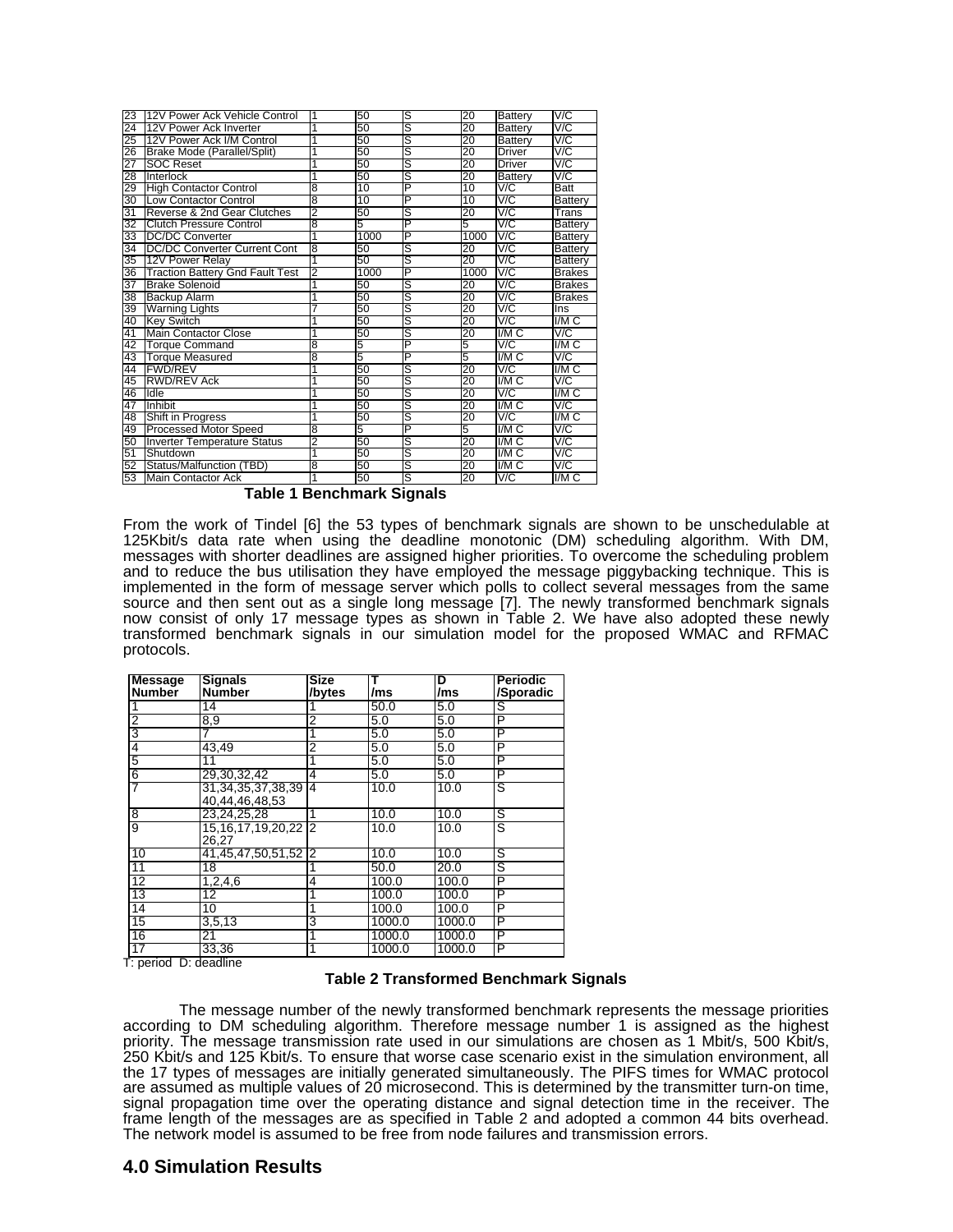| | | | | | | | |
|---|---|---|---|---|---|---|---|
| 23 | 12V Power Ack Vehicle Control | 1 | 50 | S | 20 | Battery | V/C |
| 24 | 12V Power Ack Inverter | 1 | 50 | S | 20 | Battery | V/C |
| 25 | 12V Power Ack I/M Control | 1 | 50 | S | 20 | Battery | V/C |
| 26 | Brake Mode (Parallel/Split) | 1 | 50 | S | 20 | Driver | V/C |
| 27 | SOC Reset | 1 | 50 | S | 20 | Driver | V/C |
| 28 | Interlock | 1 | 50 | S | 20 | Battery | V/C |
| 29 | High Contactor Control | 8 | 10 | P | 10 | V/C | Batt |
| 30 | Low Contactor Control | 8 | 10 | P | 10 | V/C | Battery |
| 31 | Reverse & 2nd Gear Clutches | 2 | 50 | S | 20 | V/C | Trans |
| 32 | Clutch Pressure Control | 8 | 5 | P | 5 | V/C | Battery |
| 33 | DC/DC Converter | 1 | 1000 | P | 1000 | V/C | Battery |
| 34 | DC/DC Converter Current Cont | 8 | 50 | S | 20 | V/C | Battery |
| 35 | 12V Power Relay | 1 | 50 | S | 20 | V/C | Battery |
| 36 | Traction Battery Gnd Fault Test | 2 | 1000 | P | 1000 | V/C | Brakes |
| 37 | Brake Solenoid | 1 | 50 | S | 20 | V/C | Brakes |
| 38 | Backup Alarm | 1 | 50 | S | 20 | V/C | Brakes |
| 39 | Warning Lights | 7 | 50 | S | 20 | V/C | Ins |
| 40 | Key Switch | 1 | 50 | S | 20 | V/C | I/M C |
| 41 | Main Contactor Close | 1 | 50 | S | 20 | I/M C | V/C |
| 42 | Torque Command | 8 | 5 | P | 5 | V/C | I/M C |
| 43 | Torque Measured | 8 | 5 | P | 5 | I/M C | V/C |
| 44 | FWD/REV | 1 | 50 | S | 20 | V/C | I/M C |
| 45 | RWD/REV Ack | 1 | 50 | S | 20 | I/M C | V/C |
| 46 | Idle | 1 | 50 | S | 20 | V/C | I/M C |
| 47 | Inhibit | 1 | 50 | S | 20 | I/M C | V/C |
| 48 | Shift in Progress | 1 | 50 | S | 20 | V/C | I/M C |
| 49 | Processed Motor Speed | 8 | 5 | P | 5 | I/M C | V/C |
| 50 | Inverter Temperature Status | 2 | 50 | S | 20 | I/M C | V/C |
| 51 | Shutdown | 1 | 50 | S | 20 | I/M C | V/C |
| 52 | Status/Malfunction (TBD) | 8 | 50 | S | 20 | I/M C | V/C |
| 53 | Main Contactor Ack | 1 | 50 | S | 20 | V/C | I/M C |

**Table 1 Benchmark Signals**

From the work of Tindel [6] the 53 types of benchmark signals are shown to be unschedulable at 125Kbit/s data rate when using the deadline monotonic (DM) scheduling algorithm. With DM, messages with shorter deadlines are assigned higher priorities. To overcome the scheduling problem and to reduce the bus utilisation they have employed the message piggybacking technique. This is implemented in the form of message server which polls to collect several messages from the same source and then sent out as a single long message [7]. The newly transformed benchmark signals now consist of only 17 message types as shown in Table 2. We have also adopted these newly transformed benchmark signals in our simulation model for the proposed WMAC and RFMAC protocols.

| Message Number | Signals Number | Size /bytes | T /ms | D /ms | Periodic /Sporadic |
|---|---|---|---|---|---|
| 1 | 14 | 1 | 50.0 | 5.0 | S |
| 2 | 8,9 | 2 | 5.0 | 5.0 | P |
| 3 | 7 | 1 | 5.0 | 5.0 | P |
| 4 | 43,49 | 2 | 5.0 | 5.0 | P |
| 5 | 11 | 1 | 5.0 | 5.0 | P |
| 6 | 29,30,32,42 | 4 | 5.0 | 5.0 | P |
| 7 | 31,34,35,37,38,39 40,44,46,48,53 | 4 | 10.0 | 10.0 | S |
| 8 | 23,24,25,28 | 1 | 10.0 | 10.0 | S |
| 9 | 15,16,17,19,20,22 26,27 | 2 | 10.0 | 10.0 | S |
| 10 | 41,45,47,50,51,52 | 2 | 10.0 | 10.0 | S |
| 11 | 18 | 1 | 50.0 | 20.0 | S |
| 12 | 1,2,4,6 | 4 | 100.0 | 100.0 | P |
| 13 | 12 | 1 | 100.0 | 100.0 | P |
| 14 | 10 | 1 | 100.0 | 100.0 | P |
| 15 | 3,5,13 | 3 | 1000.0 | 1000.0 | P |
| 16 | 21 | 1 | 1000.0 | 1000.0 | P |
| 17 | 33,36 | 1 | 1000.0 | 1000.0 | P |

T: period D: deadline

**Table 2 Transformed Benchmark Signals**

The message number of the newly transformed benchmark represents the message priorities according to DM scheduling algorithm. Therefore message number 1 is assigned as the highest priority. The message transmission rate used in our simulations are chosen as 1 Mbit/s, 500 Kbit/s, 250 Kbit/s and 125 Kbit/s. To ensure that worse case scenario exist in the simulation environment, all the 17 types of messages are initially generated simultaneously. The PIFS times for WMAC protocol are assumed as multiple values of 20 microsecond. This is determined by the transmitter turn-on time, signal propagation time over the operating distance and signal detection time in the receiver. The frame length of the messages are as specified in Table 2 and adopted a common 44 bits overhead. The network model is assumed to be free from node failures and transmission errors.

## 4.0 Simulation Results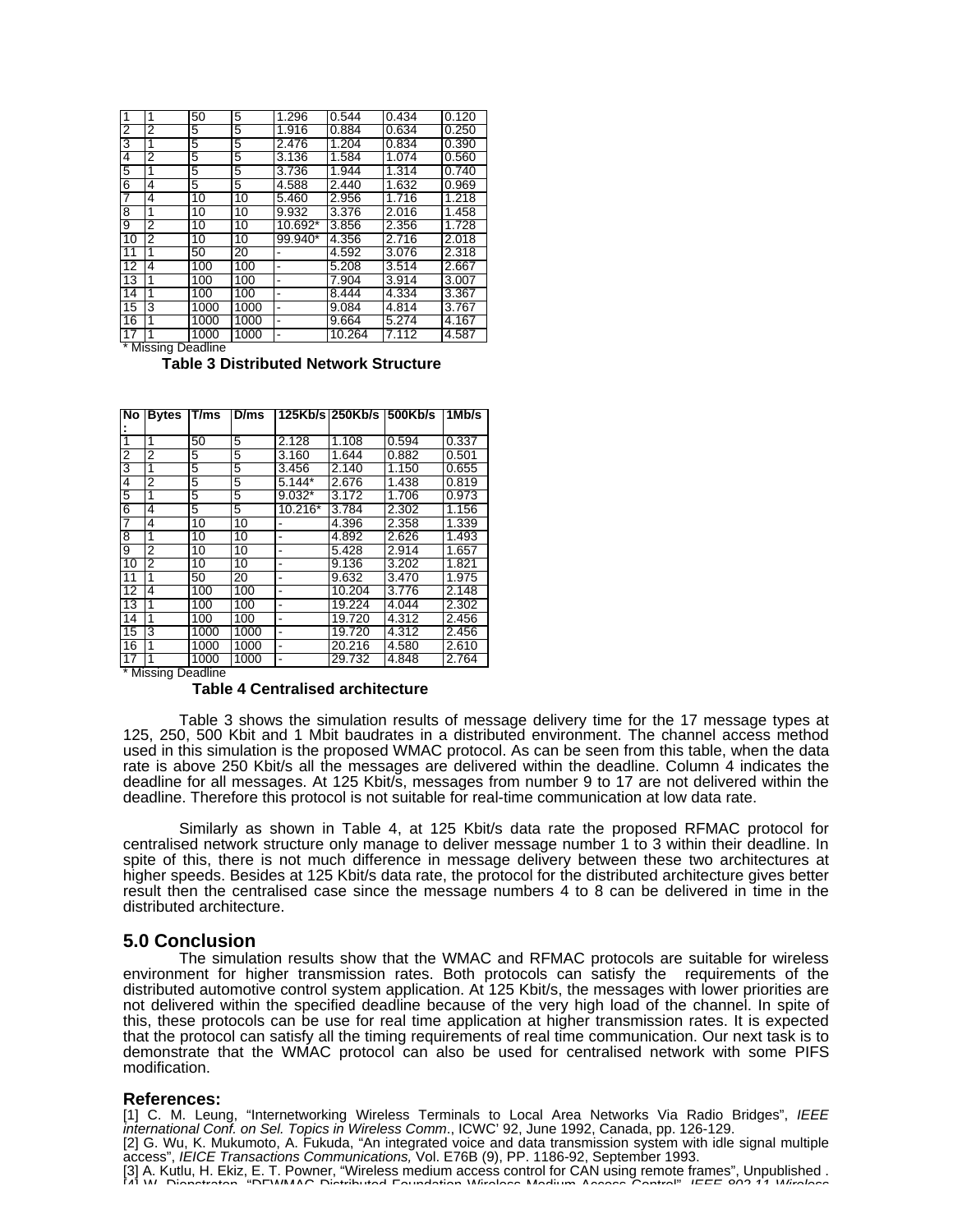| | | | | | | | |
|---|---|---|---|---|---|---|---|
| 1 | 1 | 50 | 5 | 1.296 | 0.544 | 0.434 | 0.120 |
| 2 | 2 | 5 | 5 | 1.916 | 0.884 | 0.634 | 0.250 |
| 3 | 1 | 5 | 5 | 2.476 | 1.204 | 0.834 | 0.390 |
| 4 | 2 | 5 | 5 | 3.136 | 1.584 | 1.074 | 0.560 |
| 5 | 1 | 5 | 5 | 3.736 | 1.944 | 1.314 | 0.740 |
| 6 | 4 | 5 | 5 | 4.588 | 2.440 | 1.632 | 0.969 |
| 7 | 4 | 10 | 10 | 5.460 | 2.956 | 1.716 | 1.218 |
| 8 | 1 | 10 | 10 | 9.932 | 3.376 | 2.016 | 1.458 |
| 9 | 2 | 10 | 10 | 10.692* | 3.856 | 2.356 | 1.728 |
| 10 | 2 | 10 | 10 | 99.940* | 4.356 | 2.716 | 2.018 |
| 11 | 1 | 50 | 20 | - | 4.592 | 3.076 | 2.318 |
| 12 | 4 | 100 | 100 | - | 5.208 | 3.514 | 2.667 |
| 13 | 1 | 100 | 100 | - | 7.904 | 3.914 | 3.007 |
| 14 | 1 | 100 | 100 | - | 8.444 | 4.334 | 3.367 |
| 15 | 3 | 1000 | 1000 | - | 9.084 | 4.814 | 3.767 |
| 16 | 1 | 1000 | 1000 | - | 9.664 | 5.274 | 4.167 |
| 17 | 1 | 1000 | 1000 | - | 10.264 | 7.112 | 4.587 |

* Missing Deadline

**Table 3 Distributed Network Structure**

| No: | Bytes | T/ms | D/ms | 125Kb/s | 250Kb/s | 500Kb/s | 1Mb/s |
|---|---|---|---|---|---|---|---|
| 1 | 1 | 50 | 5 | 2.128 | 1.108 | 0.594 | 0.337 |
| 2 | 2 | 5 | 5 | 3.160 | 1.644 | 0.882 | 0.501 |
| 3 | 1 | 5 | 5 | 3.456 | 2.140 | 1.150 | 0.655 |
| 4 | 2 | 5 | 5 | 5.144* | 2.676 | 1.438 | 0.819 |
| 5 | 1 | 5 | 5 | 9.032* | 3.172 | 1.706 | 0.973 |
| 6 | 4 | 5 | 5 | 10.216* | 3.784 | 2.302 | 1.156 |
| 7 | 4 | 10 | 10 | - | 4.396 | 2.358 | 1.339 |
| 8 | 1 | 10 | 10 | - | 4.892 | 2.626 | 1.493 |
| 9 | 2 | 10 | 10 | - | 5.428 | 2.914 | 1.657 |
| 10 | 2 | 10 | 10 | - | 9.136 | 3.202 | 1.821 |
| 11 | 1 | 50 | 20 | - | 9.632 | 3.470 | 1.975 |
| 12 | 4 | 100 | 100 | - | 10.204 | 3.776 | 2.148 |
| 13 | 1 | 100 | 100 | - | 19.224 | 4.044 | 2.302 |
| 14 | 1 | 100 | 100 | - | 19.720 | 4.312 | 2.456 |
| 15 | 3 | 1000 | 1000 | - | 19.720 | 4.312 | 2.456 |
| 16 | 1 | 1000 | 1000 | - | 20.216 | 4.580 | 2.610 |
| 17 | 1 | 1000 | 1000 | - | 29.732 | 4.848 | 2.764 |

* Missing Deadline

**Table 4 Centralised architecture**

Table 3 shows the simulation results of message delivery time for the 17 message types at 125, 250, 500 Kbit and 1 Mbit baudrates in a distributed environment. The channel access method used in this simulation is the proposed WMAC protocol. As can be seen from this table, when the data rate is above 250 Kbit/s all the messages are delivered within the deadline. Column 4 indicates the deadline for all messages. At 125 Kbit/s, messages from number 9 to 17 are not delivered within the deadline. Therefore this protocol is not suitable for real-time communication at low data rate.

Similarly as shown in Table 4, at 125 Kbit/s data rate the proposed RFMAC protocol for centralised network structure only manage to deliver message number 1 to 3 within their deadline. In spite of this, there is not much difference in message delivery between these two architectures at higher speeds. Besides at 125 Kbit/s data rate, the protocol for the distributed architecture gives better result then the centralised case since the message numbers 4 to 8 can be delivered in time in the distributed architecture.

## 5.0 Conclusion

The simulation results show that the WMAC and RFMAC protocols are suitable for wireless environment for higher transmission rates. Both protocols can satisfy the requirements of the distributed automotive control system application. At 125 Kbit/s, the messages with lower priorities are not delivered within the specified deadline because of the very high load of the channel. In spite of this, these protocols can be use for real time application at higher transmission rates. It is expected that the protocol can satisfy all the timing requirements of real time communication. Our next task is to demonstrate that the WMAC protocol can also be used for centralised network with some PIFS modification.

## References:

[1] C. M. Leung, "Internetworking Wireless Terminals to Local Area Networks Via Radio Bridges", *IEEE international Conf. on Sel. Topics in Wireless Comm*., ICWC' 92, June 1992, Canada, pp. 126-129.

[2] G. Wu, K. Mukumoto, A. Fukuda, "An integrated voice and data transmission system with idle signal multiple access", *IEICE Transactions Communications,* Vol. E76B (9), PP. 1186-92, September 1993.

[3] A. Kutlu, H. Ekiz, E. T. Powner, "Wireless medium access control for CAN using remote frames", Unpublished .

[4] W. Diepstraten, "DFWMAC Distributed Foundation Wireless Medium Access Control", *IEEE 802.11 Wireless*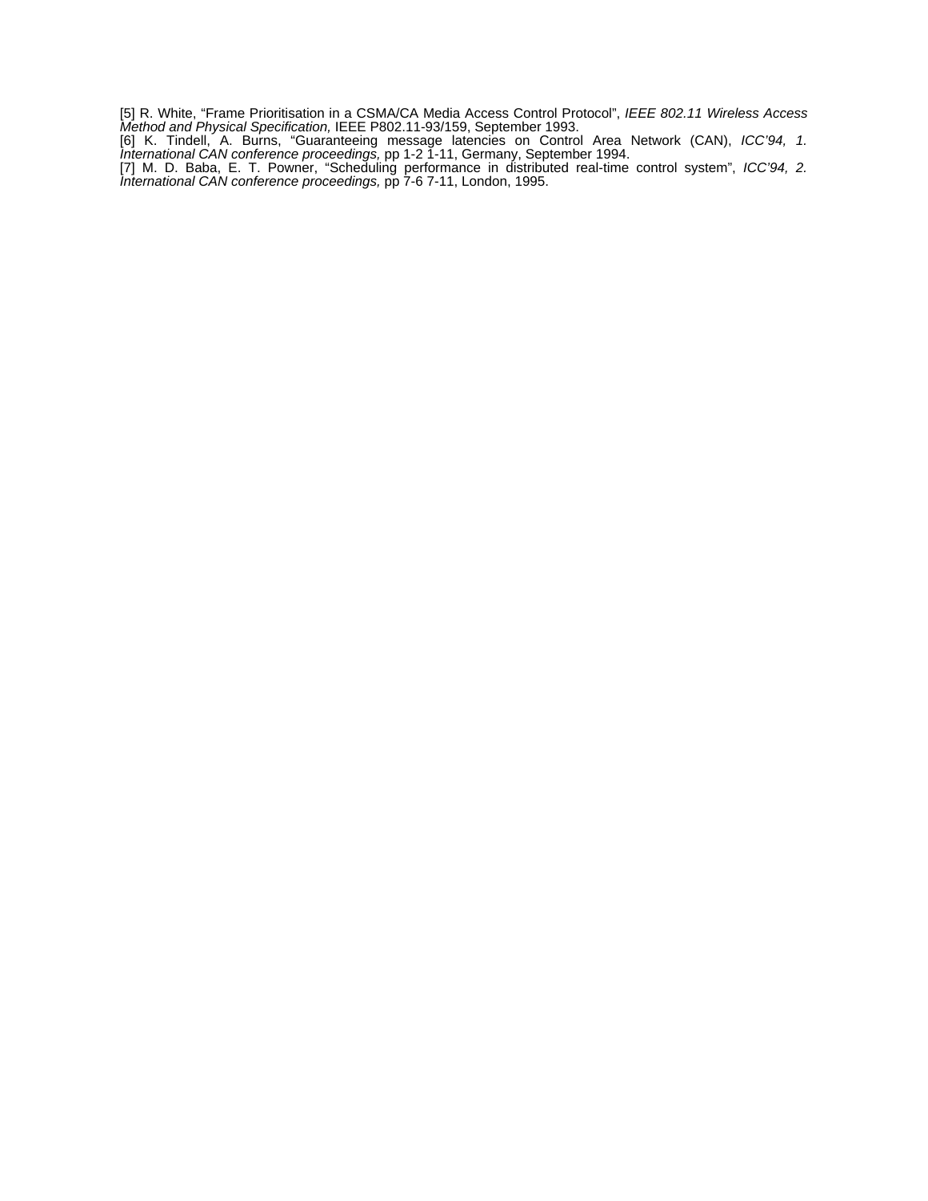[5] R. White, “Frame Prioritisation in a CSMA/CA Media Access Control Protocol”, *IEEE 802.11 Wireless Access Method and Physical Specification,* IEEE P802.11-93/159, September 1993.

[6] K. Tindell, A. Burns, “Guaranteeing message latencies on Control Area Network (CAN), *ICC’94, 1. International CAN conference proceedings,* pp 1-2 1-11, Germany, September 1994.

[7] M. D. Baba, E. T. Powner, “Scheduling performance in distributed real-time control system”, *ICC’94, 2. International CAN conference proceedings,* pp 7-6 7-11, London, 1995.